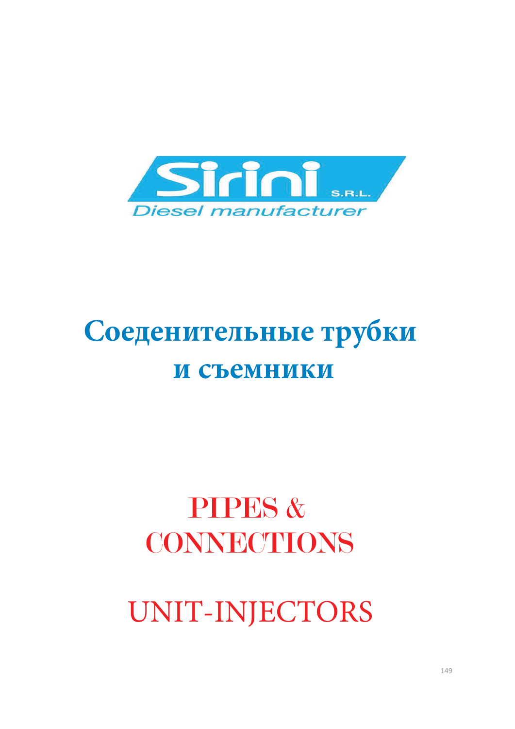Sirini S.R.L.

Diesel manufacturer

# Соеденительные трубки и съемники

# PIPES & CONNECTIONS

# UNIT-INJECTORS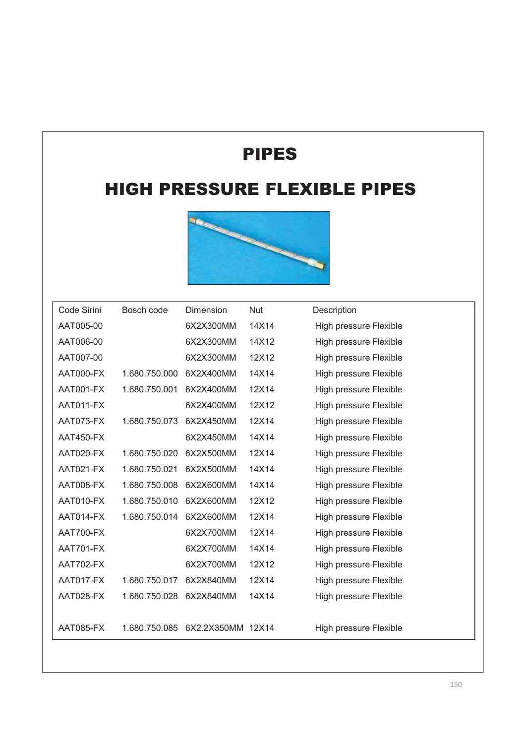# PIPES

## HIGH PRESSURE FLEXIBLE PIPES

| Code Sirini | Bosch code | Dimension | Nut | Description |
|---|---|---|---|---|
| AAT005-00 | | 6X2X300MM | 14X14 | High pressure Flexible |
| AAT006-00 | | 6X2X300MM | 14X12 | High pressure Flexible |
| AAT007-00 | | 6X2X300MM | 12X12 | High pressure Flexible |
| AAT000-FX | 1.680.750.000 | 6X2X400MM | 14X14 | High pressure Flexible |
| AAT001-FX | 1.680.750.001 | 6X2X400MM | 12X14 | High pressure Flexible |
| AAT011-FX | | 6X2X400MM | 12X12 | High pressure Flexible |
| AAT073-FX | 1.680.750.073 | 6X2X450MM | 12X14 | High pressure Flexible |
| AAT450-FX | | 6X2X450MM | 14X14 | High pressure Flexible |
| AAT020-FX | 1.680.750.020 | 6X2X500MM | 12X14 | High pressure Flexible |
| AAT021-FX | 1.680.750.021 | 6X2X500MM | 14X14 | High pressure Flexible |
| AAT008-FX | 1.680.750.008 | 6X2X600MM | 14X14 | High pressure Flexible |
| AAT010-FX | 1.680.750.010 | 6X2X600MM | 12X12 | High pressure Flexible |
| AAT014-FX | 1.680.750.014 | 6X2X600MM | 12X14 | High pressure Flexible |
| AAT700-FX | | 6X2X700MM | 12X14 | High pressure Flexible |
| AAT701-FX | | 6X2X700MM | 14X14 | High pressure Flexible |
| AAT702-FX | | 6X2X700MM | 12X12 | High pressure Flexible |
| AAT017-FX | 1.680.750.017 | 6X2X840MM | 12X14 | High pressure Flexible |
| AAT028-FX | 1.680.750.028 | 6X2X840MM | 14X14 | High pressure Flexible |
| AAT085-FX | 1.680.750.085 | 6X2.2X350MM | 12X14 | High pressure Flexible |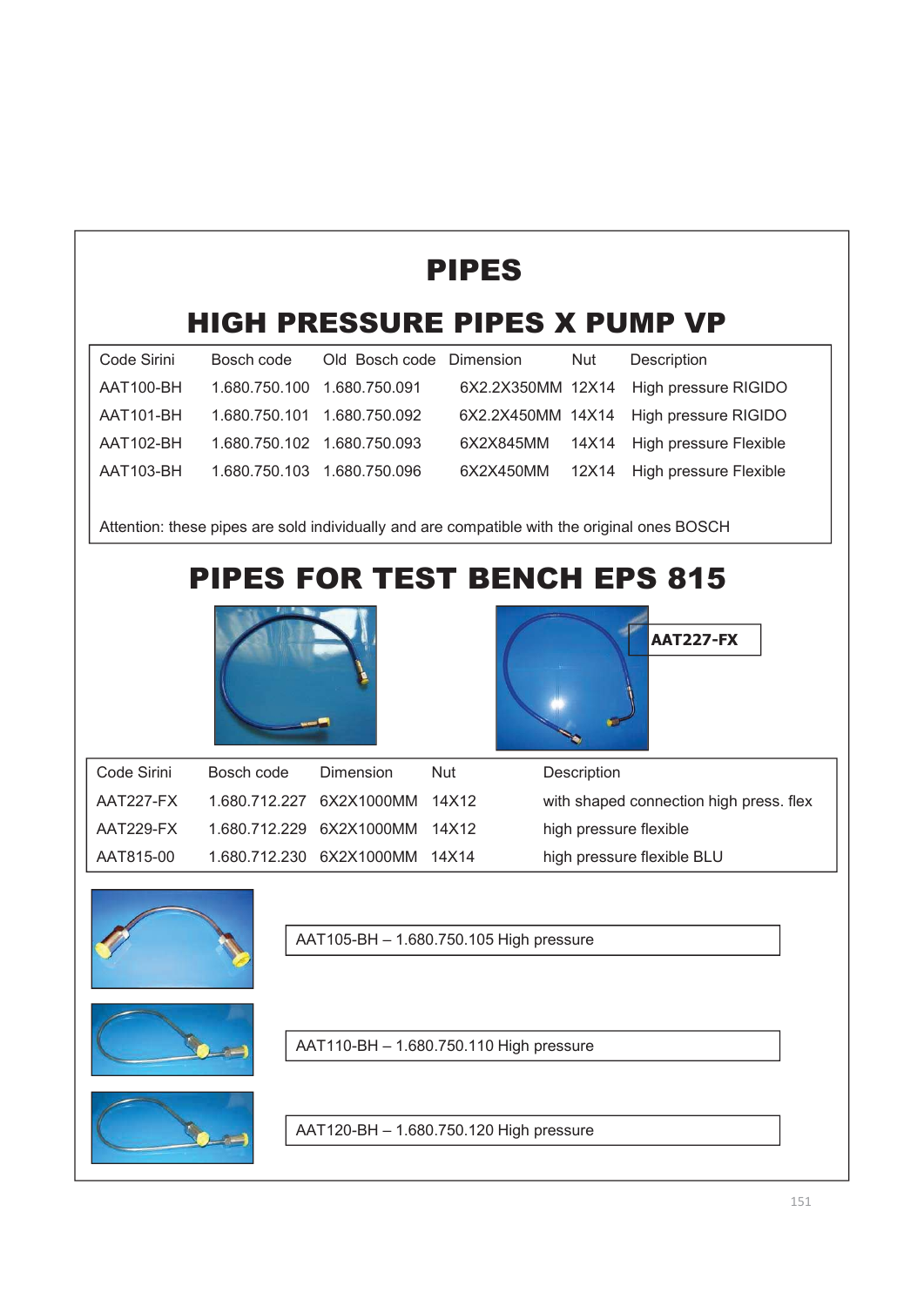# PIPES

## HIGH PRESSURE PIPES X PUMP VP

| Code Sirini | Bosch code | Old Bosch code | Dimension | Nut | Description |
|---|---|---|---|---|---|
| AAT100-BH | 1.680.750.100 | 1.680.750.091 | 6X2.2X350MM | 12X14 | High pressure RIGIDO |
| AAT101-BH | 1.680.750.101 | 1.680.750.092 | 6X2.2X450MM | 14X14 | High pressure RIGIDO |
| AAT102-BH | 1.680.750.102 | 1.680.750.093 | 6X2X845MM | 14X14 | High pressure Flexible |
| AAT103-BH | 1.680.750.103 | 1.680.750.096 | 6X2X450MM | 12X14 | High pressure Flexible |

Attention: these pipes are sold individually and are compatible with the original ones BOSCH

## PIPES FOR TEST BENCH EPS 815

**AAT227-FX**

| Code Sirini | Bosch code | Dimension | Nut | Description |
|---|---|---|---|---|
| AAT227-FX | 1.680.712.227 | 6X2X1000MM | 14X12 | with shaped connection high press. flex |
| AAT229-FX | 1.680.712.229 | 6X2X1000MM | 14X12 | high pressure flexible |
| AAT815-00 | 1.680.712.230 | 6X2X1000MM | 14X14 | high pressure flexible BLU |

AAT105-BH – 1.680.750.105 High pressure

AAT110-BH – 1.680.750.110 High pressure

AAT120-BH – 1.680.750.120 High pressure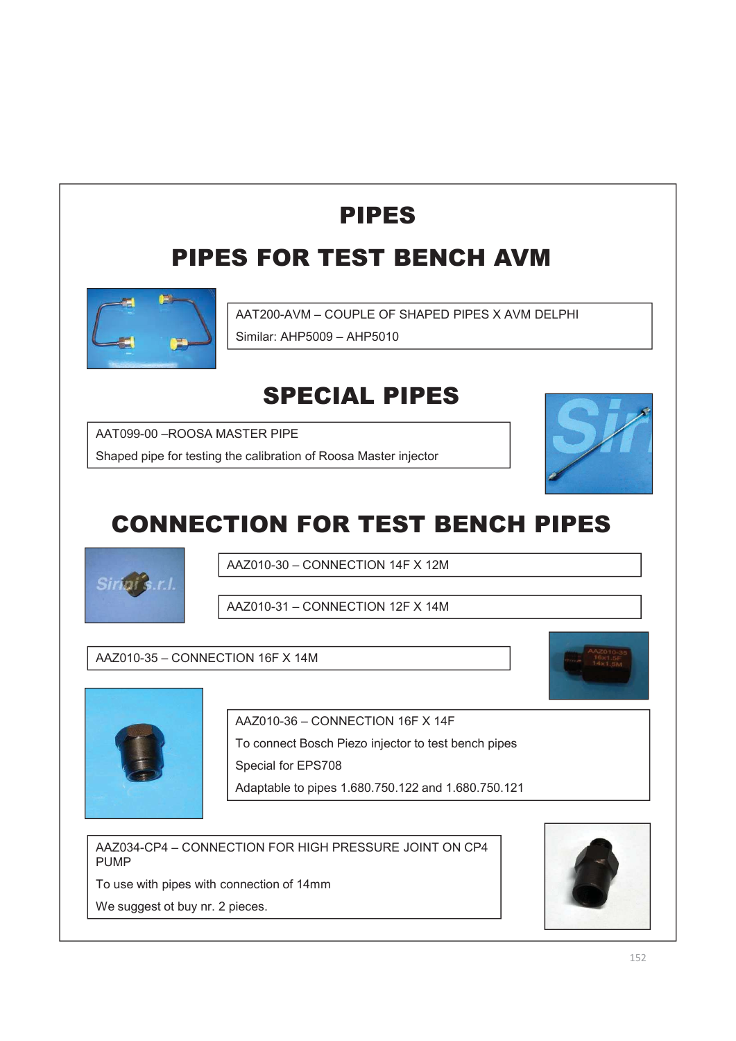# PIPES

## PIPES FOR TEST BENCH AVM

AAT200-AVM – COUPLE OF SHAPED PIPES X AVM DELPHI

Similar: AHP5009 – AHP5010

## SPECIAL PIPES

AAT099-00 –ROOSA MASTER PIPE

Shaped pipe for testing the calibration of Roosa Master injector

## CONNECTION FOR TEST BENCH PIPES

AAZ010-30 – CONNECTION 14F X 12M

AAZ010-31 – CONNECTION 12F X 14M

AAZ010-35 – CONNECTION 16F X 14M

AAZ010-36 – CONNECTION 16F X 14F

To connect Bosch Piezo injector to test bench pipes

Special for EPS708

Adaptable to pipes 1.680.750.122 and 1.680.750.121

AAZ034-CP4 – CONNECTION FOR HIGH PRESSURE JOINT ON CP4 PUMP

To use with pipes with connection of 14mm

We suggest ot buy nr. 2 pieces.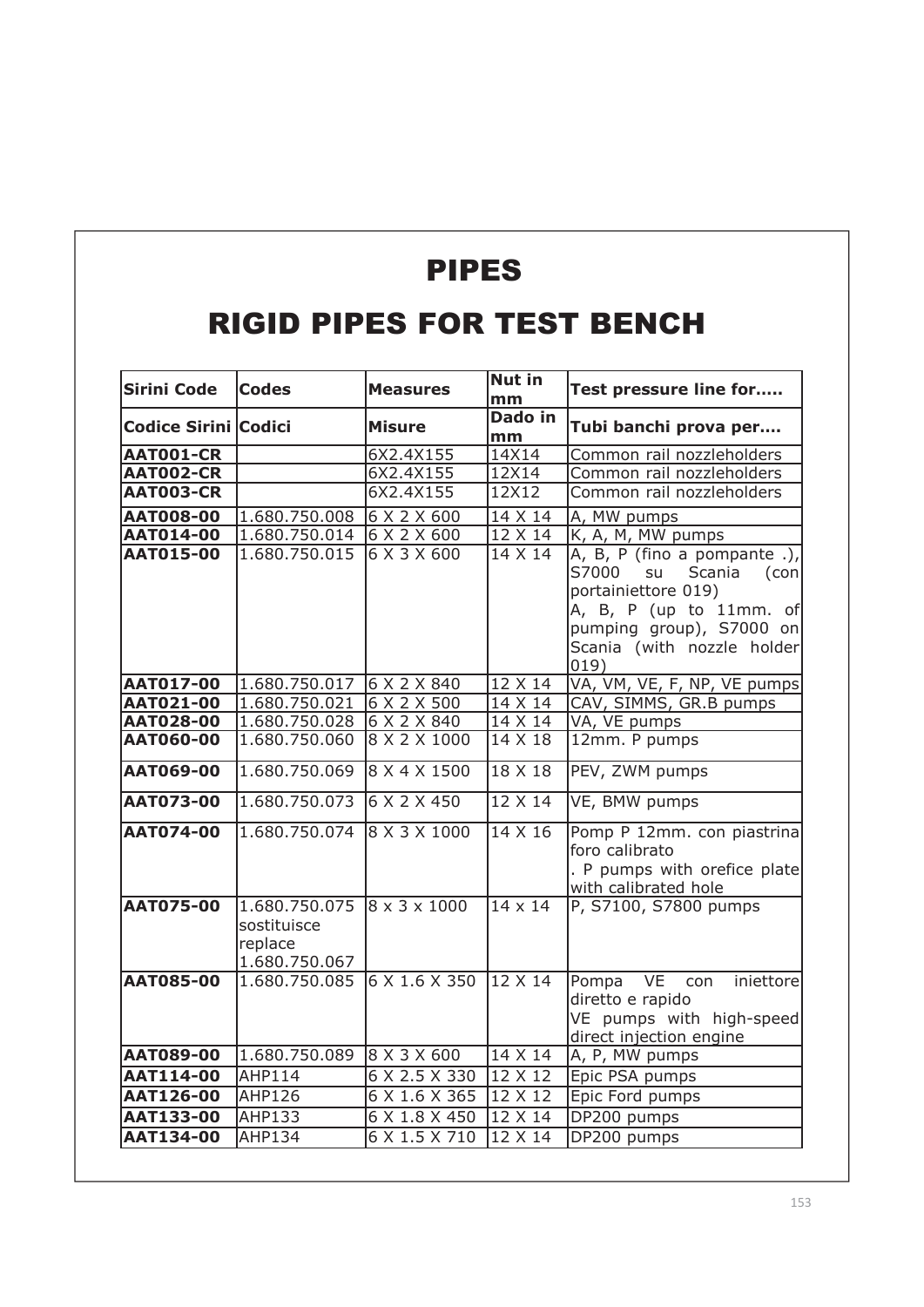# PIPES

## RIGID PIPES FOR TEST BENCH

| Sirini Code | Codes | Measures | Nut in mm | Test pressure line for..... |
|---|---|---|---|---|
| **Codice Sirini** | **Codici** | **Misure** | **Dado in mm** | **Tubi banchi prova per....** |
| **AAT001-CR** | | 6X2.4X155 | 14X14 | Common rail nozzleholders |
| **AAT002-CR** | | 6X2.4X155 | 12X14 | Common rail nozzleholders |
| **AAT003-CR** | | 6X2.4X155 | 12X12 | Common rail nozzleholders |
| **AAT008-00** | 1.680.750.008 | 6 X 2 X 600 | 14 X 14 | A, MW pumps |
| **AAT014-00** | 1.680.750.014 | 6 X 2 X 600 | 12 X 14 | K, A, M, MW pumps |
| **AAT015-00** | 1.680.750.015 | 6 X 3 X 600 | 14 X 14 | A, B, P (fino a pompante .), S7000 su Scania (con portainiettore 019) A, B, P (up to 11mm. of pumping group), S7000 on Scania (with nozzle holder 019) |
| **AAT017-00** | 1.680.750.017 | 6 X 2 X 840 | 12 X 14 | VA, VM, VE, F, NP, VE pumps |
| **AAT021-00** | 1.680.750.021 | 6 X 2 X 500 | 14 X 14 | CAV, SIMMS, GR.B pumps |
| **AAT028-00** | 1.680.750.028 | 6 X 2 X 840 | 14 X 14 | VA, VE pumps |
| **AAT060-00** | 1.680.750.060 | 8 X 2 X 1000 | 14 X 18 | 12mm. P pumps |
| **AAT069-00** | 1.680.750.069 | 8 X 4 X 1500 | 18 X 18 | PEV, ZWM pumps |
| **AAT073-00** | 1.680.750.073 | 6 X 2 X 450 | 12 X 14 | VE, BMW pumps |
| **AAT074-00** | 1.680.750.074 | 8 X 3 X 1000 | 14 X 16 | Pomp P 12mm. con piastrina foro calibrato . P pumps with orefice plate with calibrated hole |
| **AAT075-00** | 1.680.750.075 sostituisce replace 1.680.750.067 | 8 x 3 x 1000 | 14 x 14 | P, S7100, S7800 pumps |
| **AAT085-00** | 1.680.750.085 | 6 X 1.6 X 350 | 12 X 14 | Pompa VE con iniettore diretto e rapido VE pumps with high-speed direct injection engine |
| **AAT089-00** | 1.680.750.089 | 8 X 3 X 600 | 14 X 14 | A, P, MW pumps |
| **AAT114-00** | AHP114 | 6 X 2.5 X 330 | 12 X 12 | Epic PSA pumps |
| **AAT126-00** | AHP126 | 6 X 1.6 X 365 | 12 X 12 | Epic Ford pumps |
| **AAT133-00** | AHP133 | 6 X 1.8 X 450 | 12 X 14 | DP200 pumps |
| **AAT134-00** | AHP134 | 6 X 1.5 X 710 | 12 X 14 | DP200 pumps |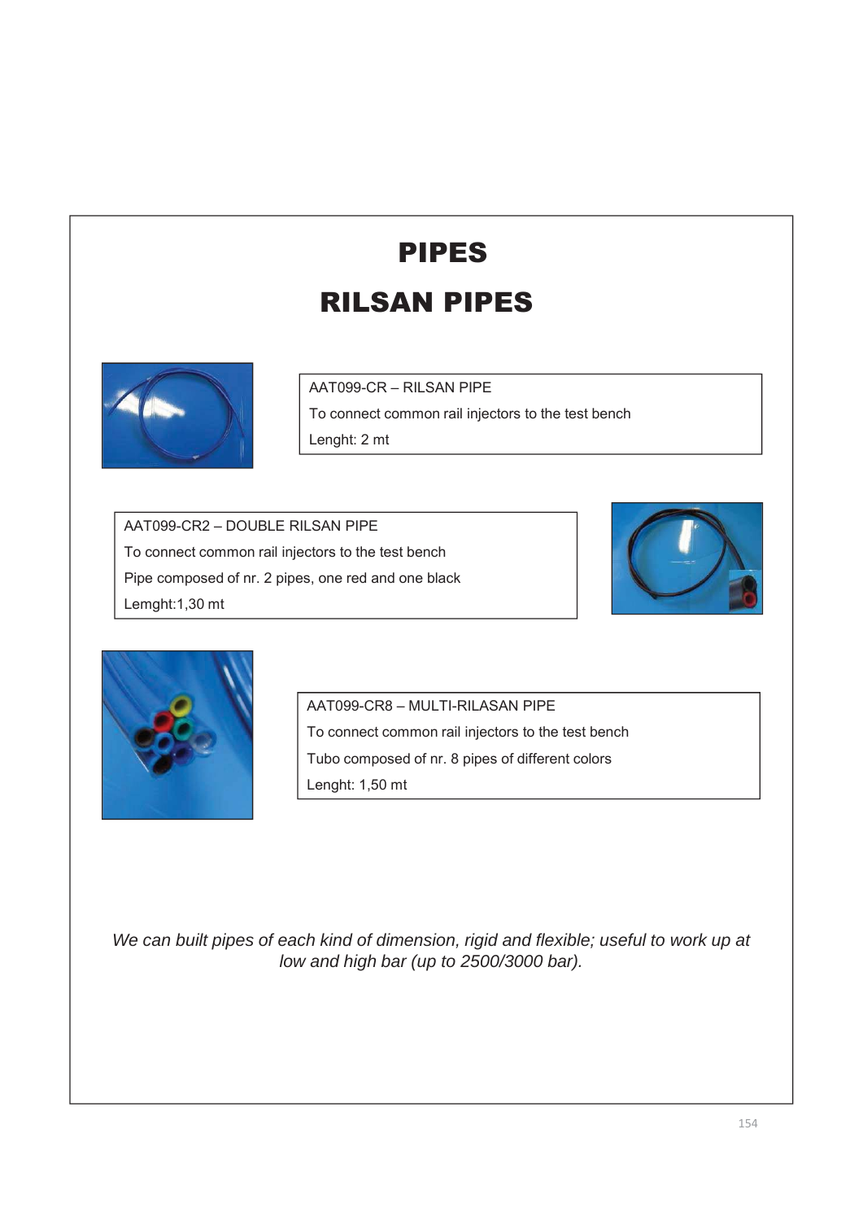# PIPES

## RILSAN PIPES

AAT099-CR – RILSAN PIPE

To connect common rail injectors to the test bench

Lenght: 2 mt

AAT099-CR2 – DOUBLE RILSAN PIPE

To connect common rail injectors to the test bench

Pipe composed of nr. 2 pipes, one red and one black

Lemght:1,30 mt

AAT099-CR8 – MULTI-RILASAN PIPE

To connect common rail injectors to the test bench

Tubo composed of nr. 8 pipes of different colors

Lenght: 1,50 mt

*We can built pipes of each kind of dimension, rigid and flexible; useful to work up at low and high bar (up to 2500/3000 bar).*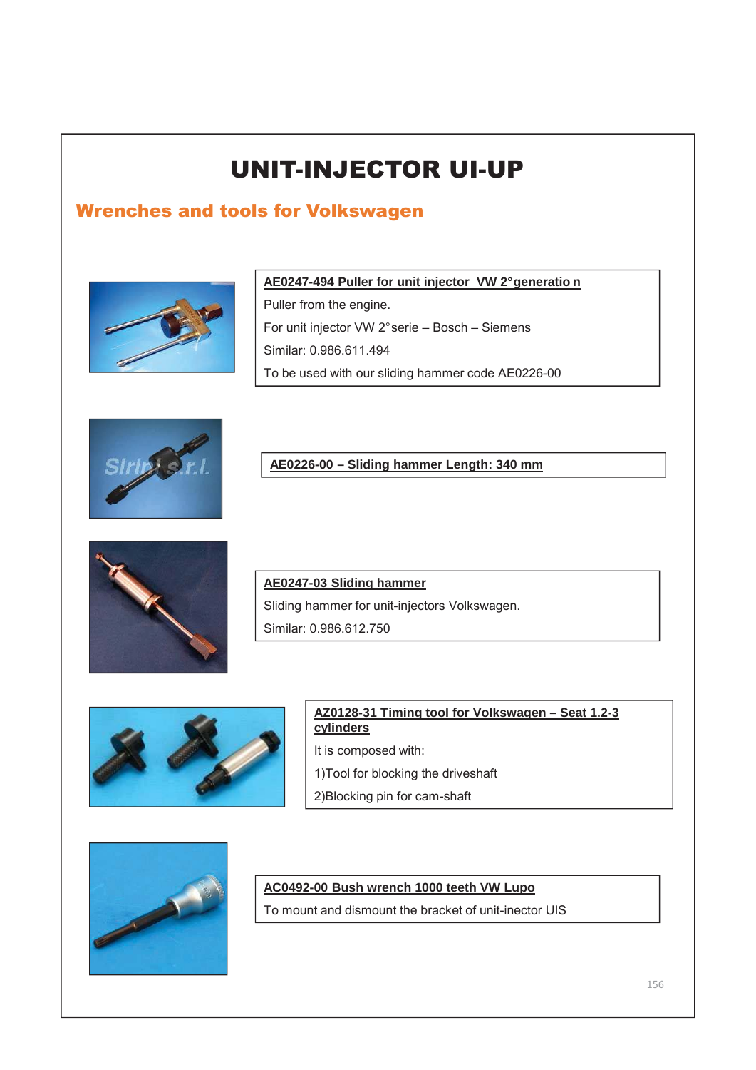# UNIT-INJECTOR UI-UP

## Wrenches and tools for Volkswagen

**AE0247-494 Puller for unit injector VW 2°generatio n**

Puller from the engine.

For unit injector VW 2°serie – Bosch – Siemens

Similar: 0.986.611.494

To be used with our sliding hammer code AE0226-00

**AE0226-00 – Sliding hammer Length: 340 mm**

**AE0247-03 Sliding hammer**

Sliding hammer for unit-injectors Volkswagen.

Similar: 0.986.612.750

**AZ0128-31 Timing tool for Volkswagen – Seat 1.2-3 cylinders**

It is composed with:

1)Tool for blocking the driveshaft

2)Blocking pin for cam-shaft

**AC0492-00 Bush wrench 1000 teeth VW Lupo**

To mount and dismount the bracket of unit-inector UIS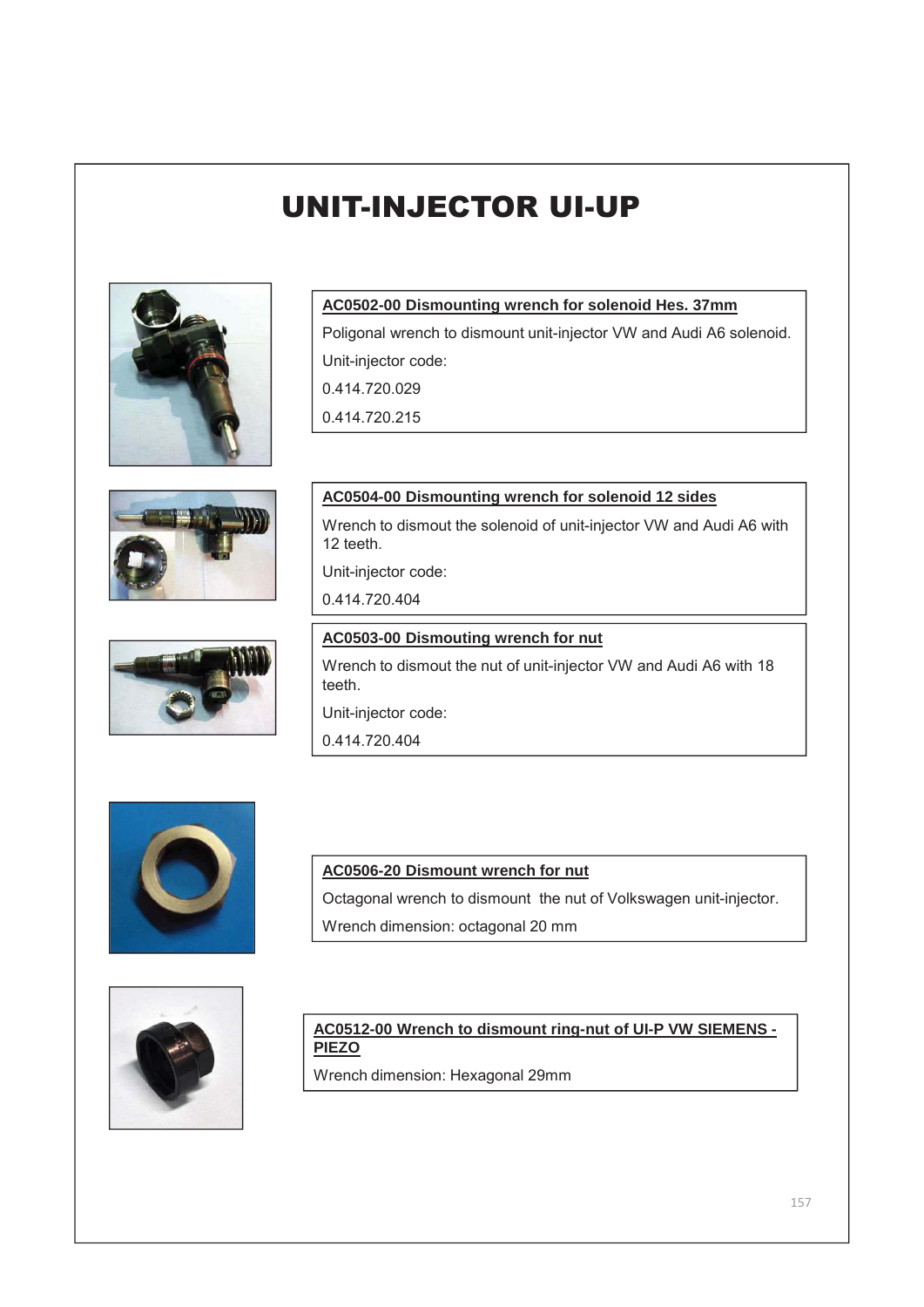# UNIT-INJECTOR UI-UP

**AC0502-00 Dismounting wrench for solenoid Hes. 37mm**

Poligonal wrench to dismount unit-injector VW and Audi A6 solenoid.

Unit-injector code:

0.414.720.029

0.414.720.215

**AC0504-00 Dismounting wrench for solenoid 12 sides**

Wrench to dismout the solenoid of unit-injector VW and Audi A6 with 12 teeth.

Unit-injector code:

0.414.720.404

**AC0503-00 Dismouting wrench for nut**

Wrench to dismout the nut of unit-injector VW and Audi A6 with 18 teeth.

Unit-injector code:

0.414.720.404

**AC0506-20 Dismount wrench for nut**

Octagonal wrench to dismount the nut of Volkswagen unit-injector.

Wrench dimension: octagonal 20 mm

**AC0512-00 Wrench to dismount ring-nut of UI-P VW SIEMENS - PIEZO**

Wrench dimension: Hexagonal 29mm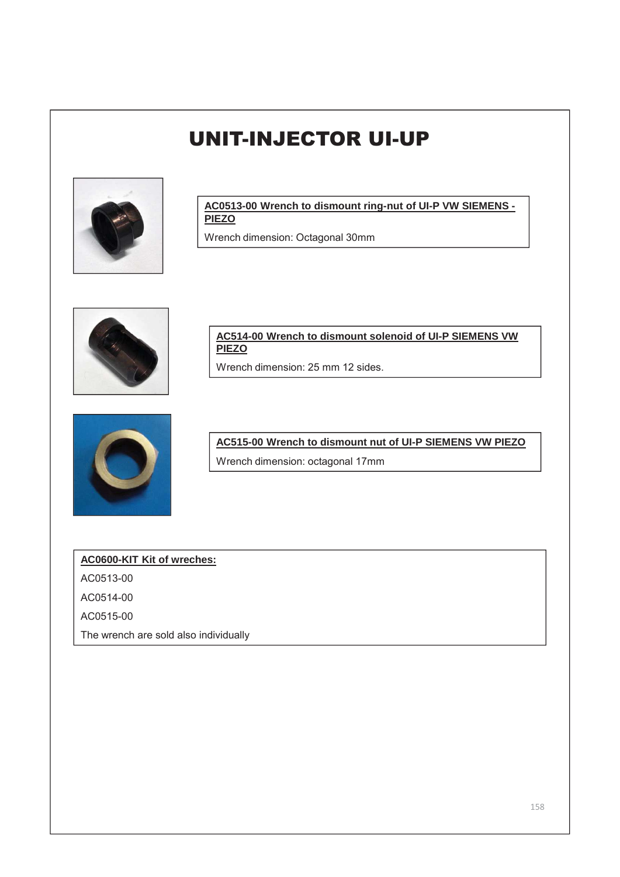# UNIT-INJECTOR UI-UP

**AC0513-00 Wrench to dismount ring-nut of UI-P VW SIEMENS - PIEZO**

Wrench dimension: Octagonal 30mm

**AC514-00 Wrench to dismount solenoid of UI-P SIEMENS VW PIEZO**

Wrench dimension: 25 mm 12 sides.

**AC515-00 Wrench to dismount nut of UI-P SIEMENS VW PIEZO**

Wrench dimension: octagonal 17mm

**AC0600-KIT Kit of wreches:**

AC0513-00

AC0514-00

AC0515-00

The wrench are sold also individually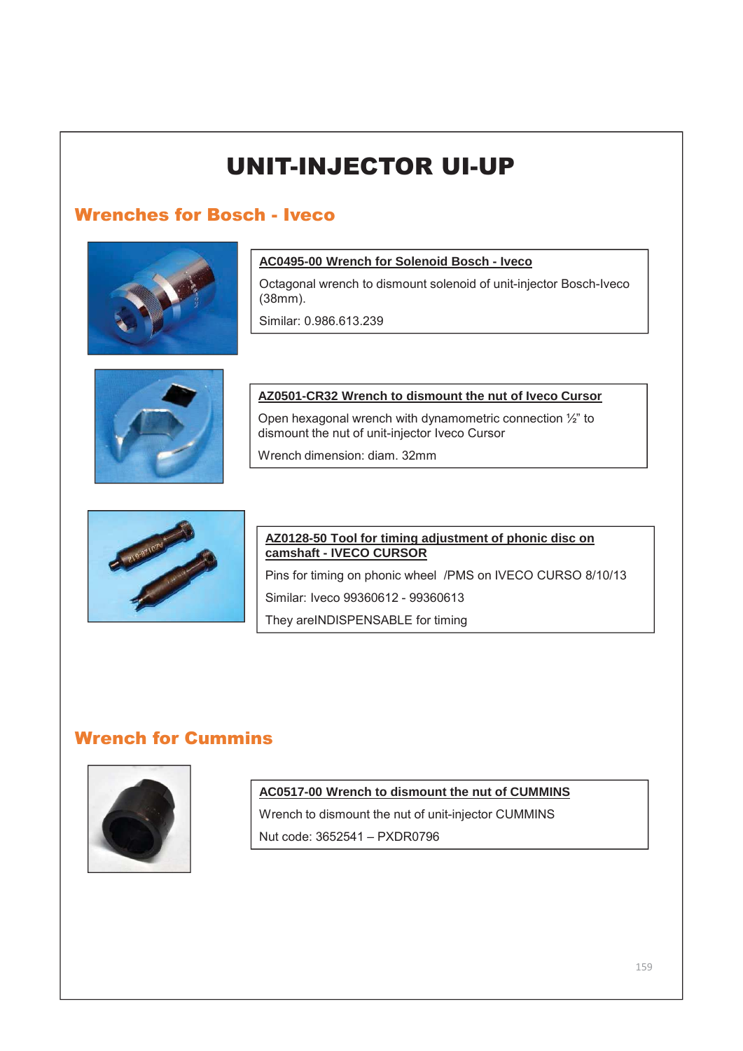# UNIT-INJECTOR UI-UP

## Wrenches for Bosch - Iveco

**AC0495-00 Wrench for Solenoid Bosch - Iveco**

Octagonal wrench to dismount solenoid of unit-injector Bosch-Iveco (38mm).

Similar: 0.986.613.239

**AZ0501-CR32 Wrench to dismount the nut of Iveco Cursor**

Open hexagonal wrench with dynamometric connection ½" to dismount the nut of unit-injector Iveco Cursor

Wrench dimension: diam. 32mm

**AZ0128-50 Tool for timing adjustment of phonic disc on camshaft - IVECO CURSOR**

Pins for timing on phonic wheel /PMS on IVECO CURSO 8/10/13

Similar: Iveco 99360612 - 99360613

They areINDISPENSABLE for timing

## Wrench for Cummins

**AC0517-00 Wrench to dismount the nut of CUMMINS**

Wrench to dismount the nut of unit-injector CUMMINS

Nut code: 3652541 – PXDR0796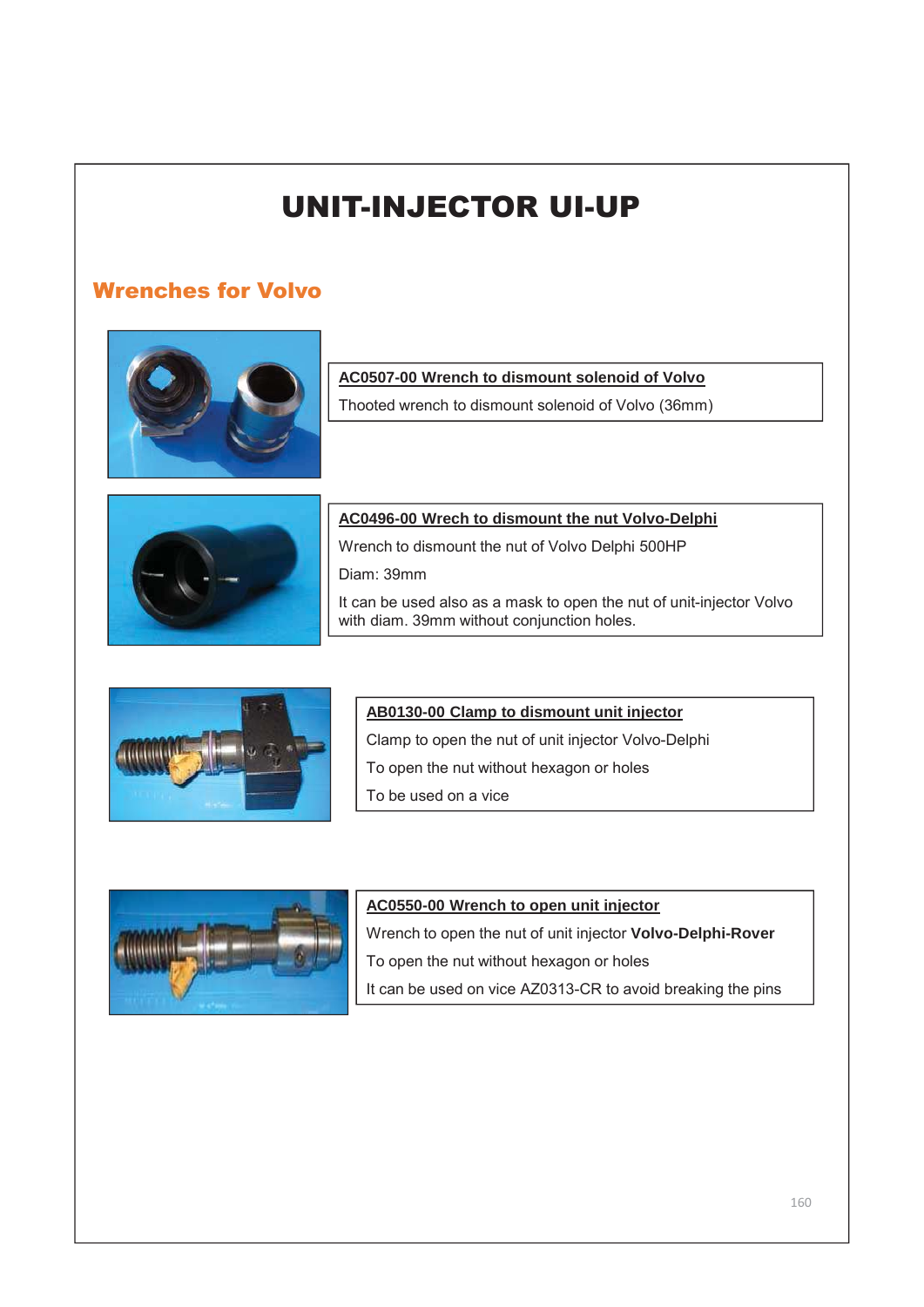# UNIT-INJECTOR UI-UP

## Wrenches for Volvo

**AC0507-00 Wrench to dismount solenoid of Volvo**

Thooted wrench to dismount solenoid of Volvo (36mm)

**AC0496-00 Wrech to dismount the nut Volvo-Delphi**

Wrench to dismount the nut of Volvo Delphi 500HP

Diam: 39mm

It can be used also as a mask to open the nut of unit-injector Volvo with diam. 39mm without conjunction holes.

**AB0130-00 Clamp to dismount unit injector**

Clamp to open the nut of unit injector Volvo-Delphi

To open the nut without hexagon or holes

To be used on a vice

**AC0550-00 Wrench to open unit injector**

Wrench to open the nut of unit injector **Volvo-Delphi-Rover**

To open the nut without hexagon or holes

It can be used on vice AZ0313-CR to avoid breaking the pins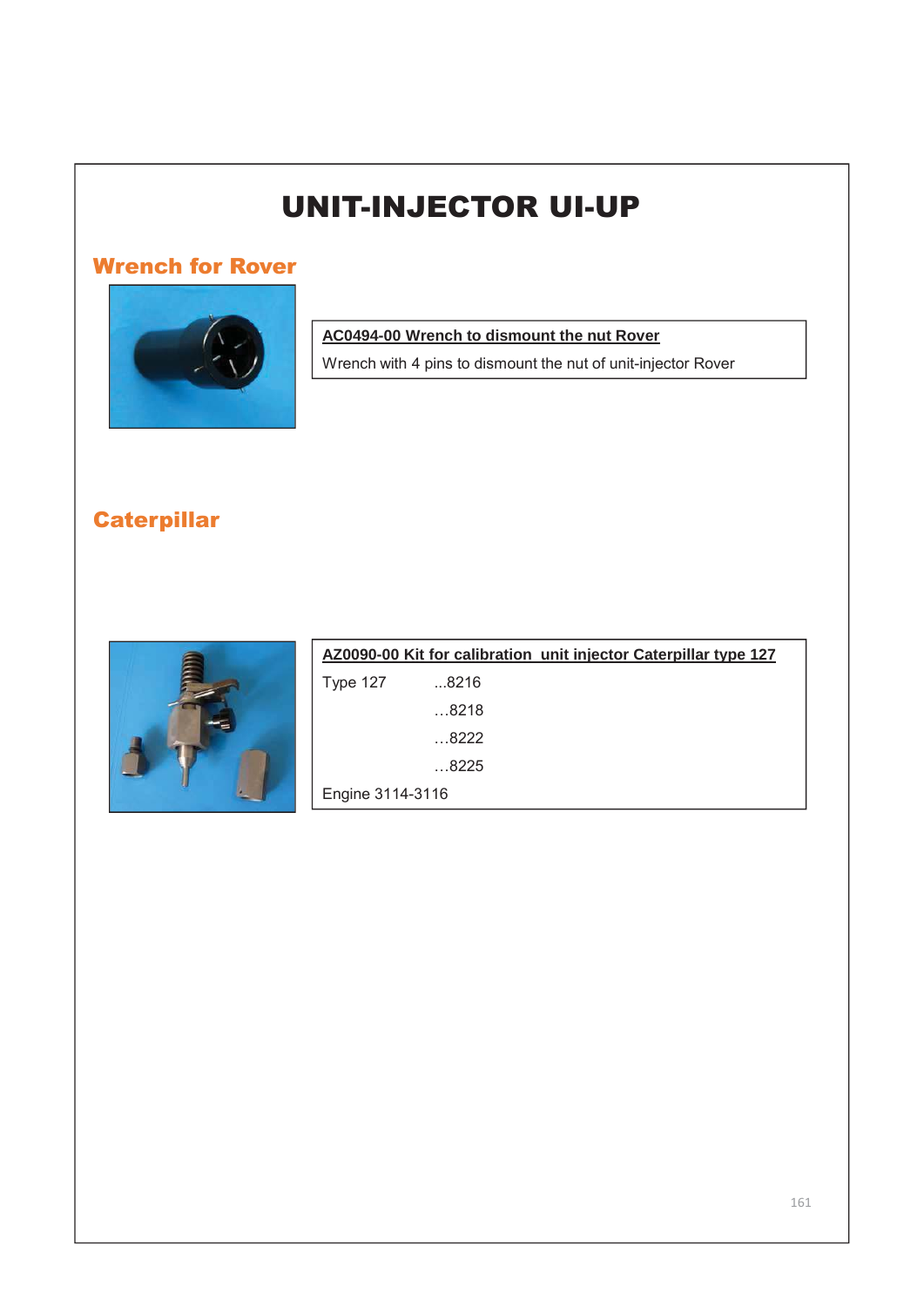# UNIT-INJECTOR UI-UP

## Wrench for Rover

**AC0494-00 Wrench to dismount the nut Rover**

Wrench with 4 pins to dismount the nut of unit-injector Rover

## Caterpillar

**AZ0090-00 Kit for calibration unit injector Caterpillar type 127**

Type 127 ...8216

…8218

…8222

…8225

Engine 3114-3116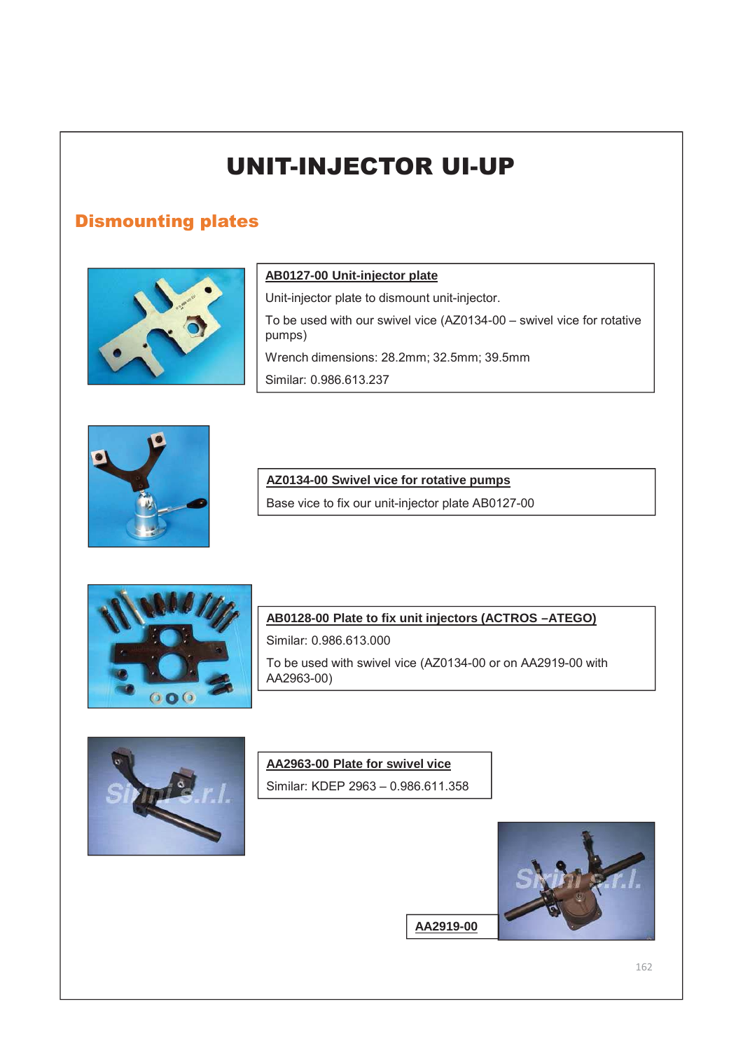# UNIT-INJECTOR UI-UP

## Dismounting plates

**AB0127-00 Unit-injector plate**

Unit-injector plate to dismount unit-injector.

To be used with our swivel vice (AZ0134-00 – swivel vice for rotative pumps)

Wrench dimensions: 28.2mm; 32.5mm; 39.5mm

Similar: 0.986.613.237

**AZ0134-00 Swivel vice for rotative pumps**

Base vice to fix our unit-injector plate AB0127-00

**AB0128-00 Plate to fix unit injectors (ACTROS –ATEGO)**

Similar: 0.986.613.000

To be used with swivel vice (AZ0134-00 or on AA2919-00 with AA2963-00)

**AA2963-00 Plate for swivel vice**

Similar: KDEP 2963 – 0.986.611.358

**AA2919-00**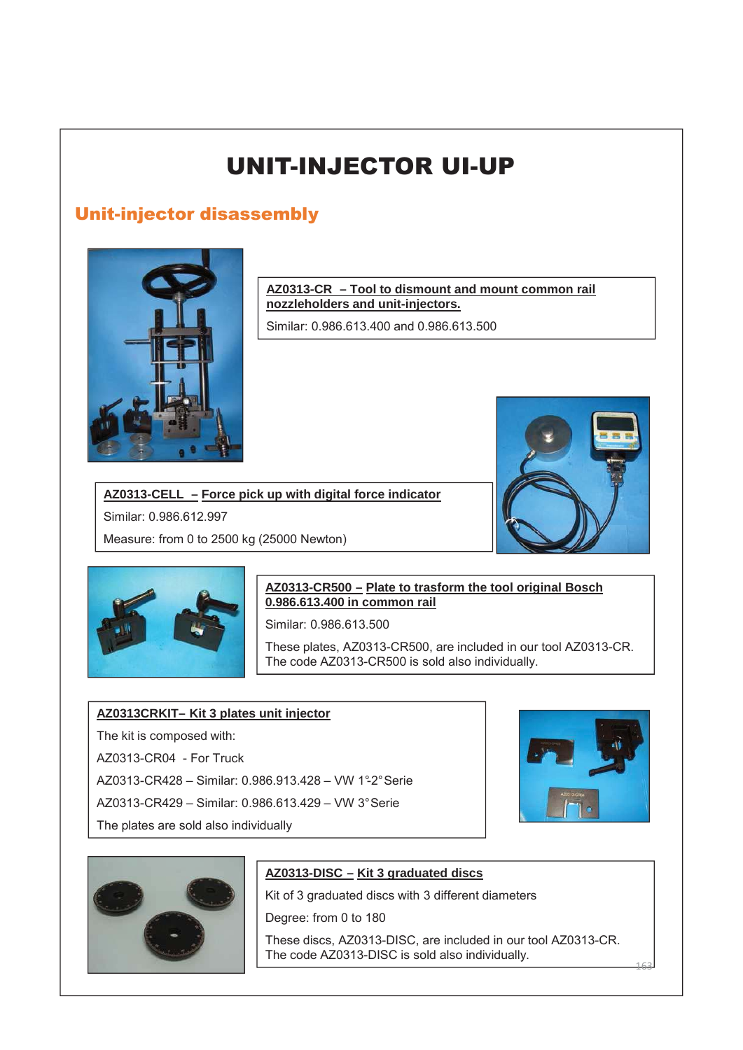# UNIT-INJECTOR UI-UP

## Unit-injector disassembly

**AZ0313-CR – Tool to dismount and mount common rail nozzleholders and unit-injectors.**

Similar: 0.986.613.400 and 0.986.613.500

**AZ0313-CELL – Force pick up with digital force indicator**

Similar: 0.986.612.997

Measure: from 0 to 2500 kg (25000 Newton)

**AZ0313-CR500 – Plate to trasform the tool original Bosch 0.986.613.400 in common rail**

Similar: 0.986.613.500

These plates, AZ0313-CR500, are included in our tool AZ0313-CR.
The code AZ0313-CR500 is sold also individually.

**AZ0313CRKIT– Kit 3 plates unit injector**

The kit is composed with:

AZ0313-CR04 - For Truck

AZ0313-CR428 – Similar: 0.986.913.428 – VW 1°-2° Serie

AZ0313-CR429 – Similar: 0.986.613.429 – VW 3° Serie

The plates are sold also individually

**AZ0313-DISC – Kit 3 graduated discs**

Kit of 3 graduated discs with 3 different diameters

Degree: from 0 to 180

These discs, AZ0313-DISC, are included in our tool AZ0313-CR.
The code AZ0313-DISC is sold also individually.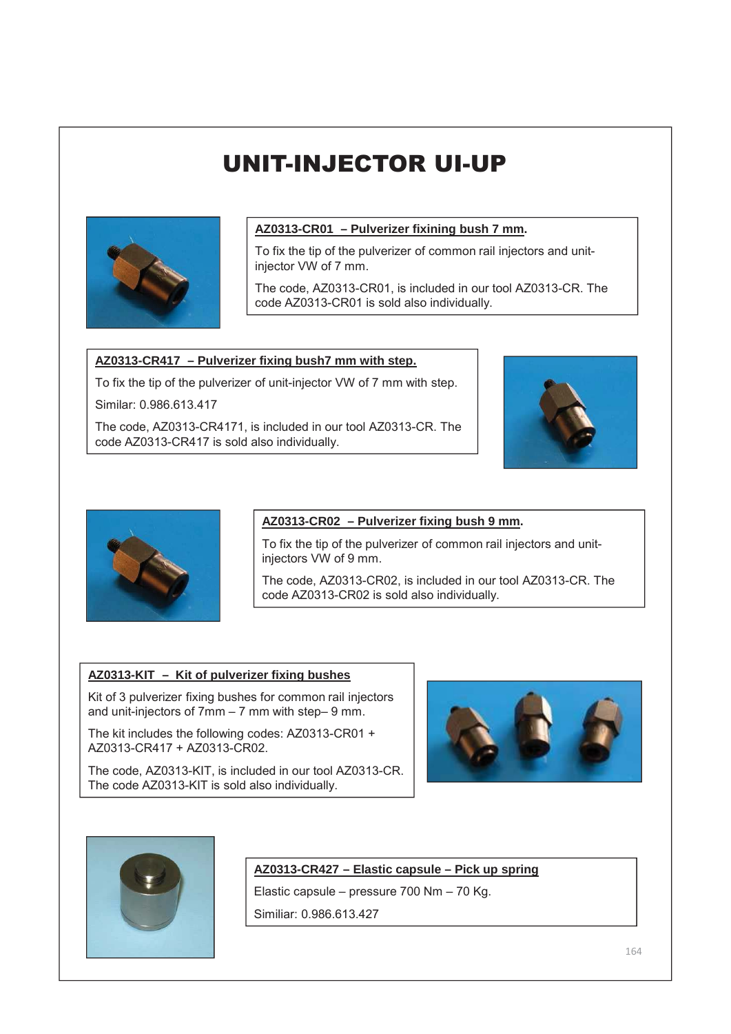# UNIT-INJECTOR UI-UP

**AZ0313-CR01 – Pulverizer fixining bush 7 mm.**

To fix the tip of the pulverizer of common rail injectors and unit-injector VW of 7 mm.

The code, AZ0313-CR01, is included in our tool AZ0313-CR. The code AZ0313-CR01 is sold also individually.

**AZ0313-CR417 – Pulverizer fixing bush7 mm with step.**

To fix the tip of the pulverizer of unit-injector VW of 7 mm with step.

Similar: 0.986.613.417

The code, AZ0313-CR4171, is included in our tool AZ0313-CR. The code AZ0313-CR417 is sold also individually.

**AZ0313-CR02 – Pulverizer fixing bush 9 mm.**

To fix the tip of the pulverizer of common rail injectors and unit-injectors VW of 9 mm.

The code, AZ0313-CR02, is included in our tool AZ0313-CR. The code AZ0313-CR02 is sold also individually.

**AZ0313-KIT – Kit of pulverizer fixing bushes**

Kit of 3 pulverizer fixing bushes for common rail injectors and unit-injectors of 7mm – 7 mm with step– 9 mm.

The kit includes the following codes: AZ0313-CR01 + AZ0313-CR417 + AZ0313-CR02.

The code, AZ0313-KIT, is included in our tool AZ0313-CR. The code AZ0313-KIT is sold also individually.

**AZ0313-CR427 – Elastic capsule – Pick up spring**

Elastic capsule – pressure 700 Nm – 70 Kg.

Similiar: 0.986.613.427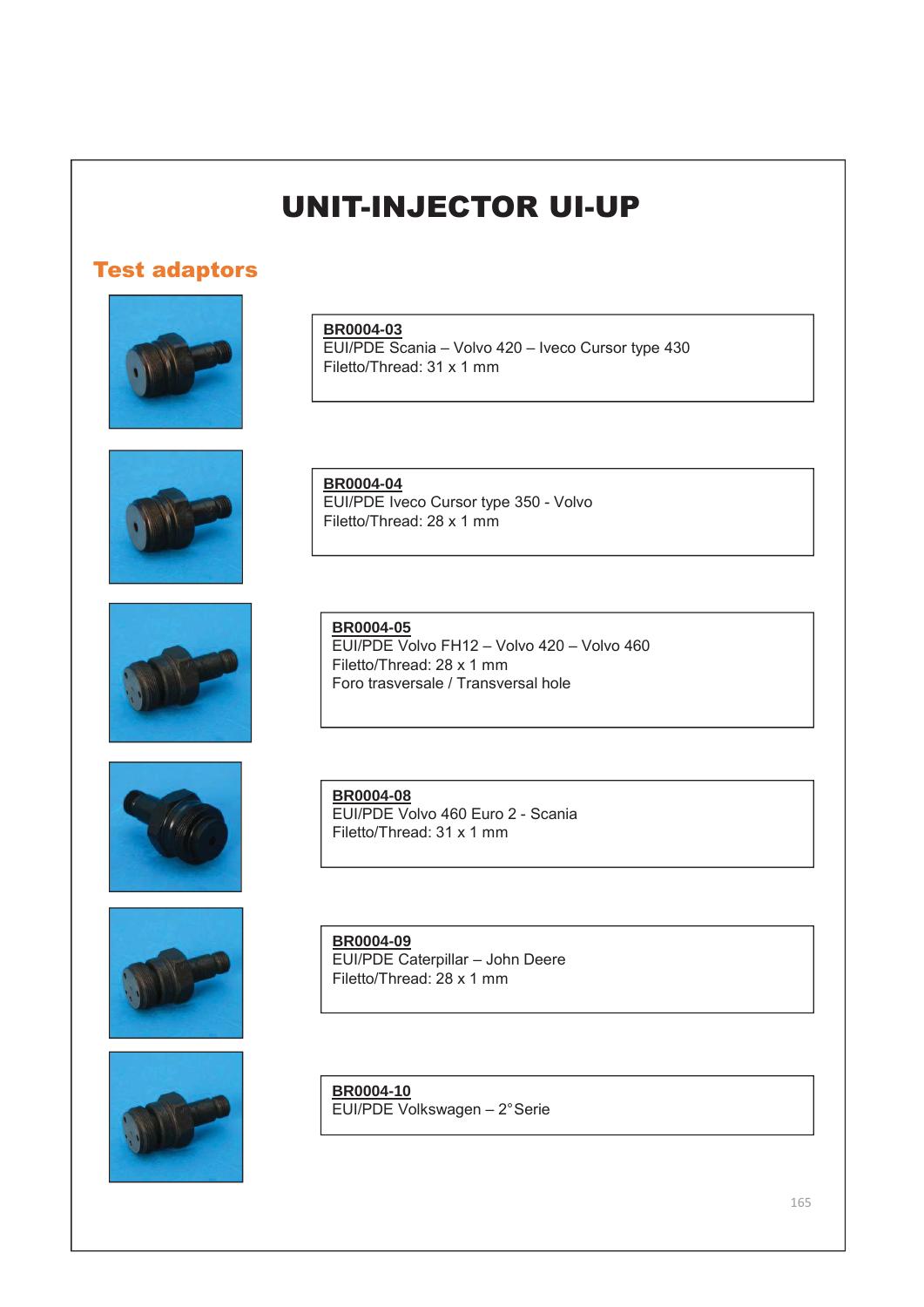# UNIT-INJECTOR UI-UP

## Test adaptors

**BR0004-03**
EUI/PDE Scania – Volvo 420 – Iveco Cursor type 430
Filetto/Thread: 31 x 1 mm

**BR0004-04**
EUI/PDE Iveco Cursor type 350 - Volvo
Filetto/Thread: 28 x 1 mm

**BR0004-05**
EUI/PDE Volvo FH12 – Volvo 420 – Volvo 460
Filetto/Thread: 28 x 1 mm
Foro trasversale / Transversal hole

**BR0004-08**
EUI/PDE Volvo 460 Euro 2 - Scania
Filetto/Thread: 31 x 1 mm

**BR0004-09**
EUI/PDE Caterpillar – John Deere
Filetto/Thread: 28 x 1 mm

**BR0004-10**
EUI/PDE Volkswagen – 2° Serie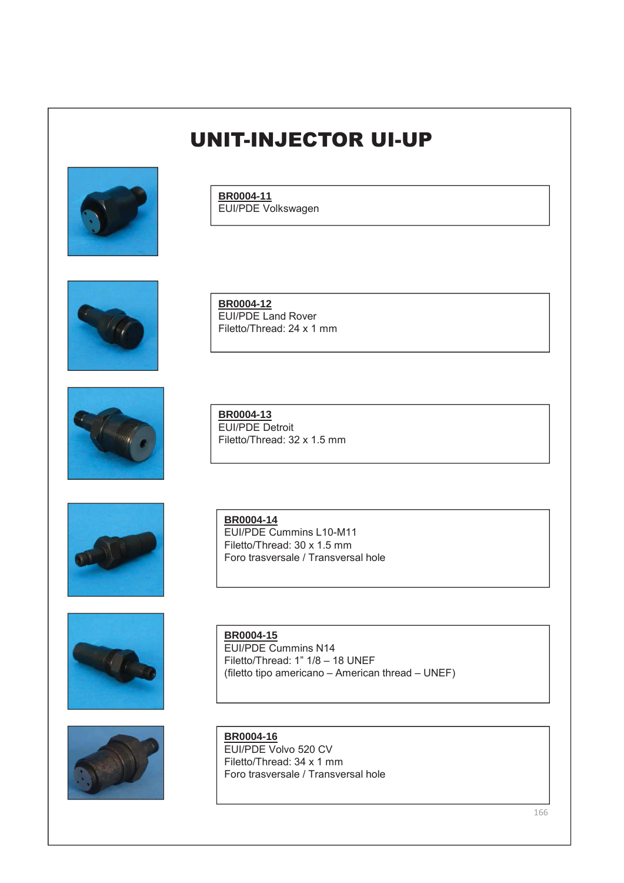# UNIT-INJECTOR UI-UP

**BR0004-11**
EUI/PDE Volkswagen

**BR0004-12**
EUI/PDE Land Rover
Filetto/Thread: 24 x 1 mm

**BR0004-13**
EUI/PDE Detroit
Filetto/Thread: 32 x 1.5 mm

**BR0004-14**
EUI/PDE Cummins L10-M11
Filetto/Thread: 30 x 1.5 mm
Foro trasversale / Transversal hole

**BR0004-15**
EUI/PDE Cummins N14
Filetto/Thread: 1” 1/8 – 18 UNEF
(filetto tipo americano – American thread – UNEF)

**BR0004-16**
EUI/PDE Volvo 520 CV
Filetto/Thread: 34 x 1 mm
Foro trasversale / Transversal hole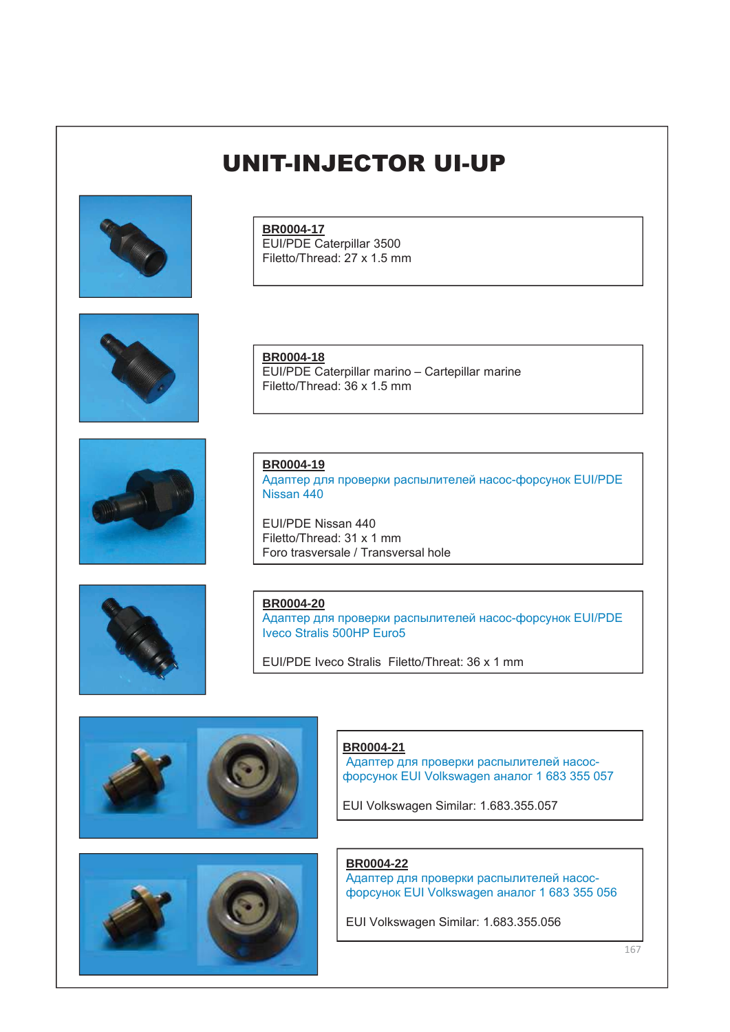# UNIT-INJECTOR UI-UP

**BR0004-17**
EUI/PDE Caterpillar 3500
Filetto/Thread: 27 x 1.5 mm

**BR0004-18**
EUI/PDE Caterpillar marino – Cartepillar marine
Filetto/Thread: 36 x 1.5 mm

**BR0004-19**
Адаптер для проверки распылителей насос-форсунок EUI/PDE Nissan 440

EUI/PDE Nissan 440
Filetto/Thread: 31 x 1 mm
Foro trasversale / Transversal hole

**BR0004-20**
Адаптер для проверки распылителей насос-форсунок EUI/PDE Iveco Stralis 500HP Euro5

EUI/PDE Iveco Stralis Filetto/Threat: 36 x 1 mm

**BR0004-21**
Адаптер для проверки распылителей насос-форсунок EUI Volkswagen аналог 1 683 355 057

EUI Volkswagen Similar: 1.683.355.057

**BR0004-22**
Адаптер для проверки распылителей насос-форсунок EUI Volkswagen аналог 1 683 355 056

EUI Volkswagen Similar: 1.683.355.056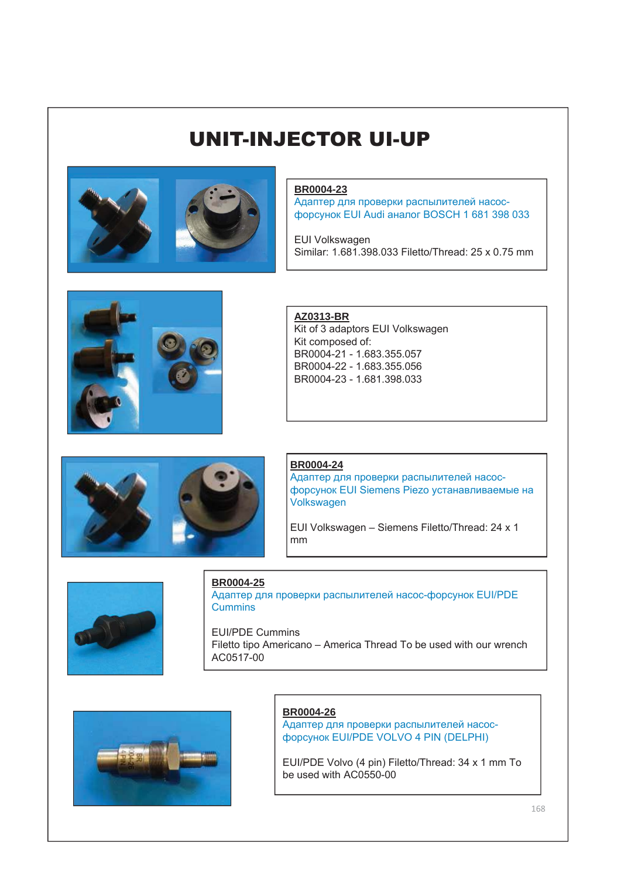# UNIT-INJECTOR UI-UP

**BR0004-23**
Адаптер для проверки распылителей насос-форсунок EUI Audi аналог BOSCH 1 681 398 033

EUI Volkswagen
Similar: 1.681.398.033 Filetto/Thread: 25 x 0.75 mm

**AZ0313-BR**
Kit of 3 adaptors EUI Volkswagen
Kit composed of:
BR0004-21 - 1.683.355.057
BR0004-22 - 1.683.355.056
BR0004-23 - 1.681.398.033

**BR0004-24**
Адаптер для проверки распылителей насос-форсунок EUI Siemens Piezo устанавливаемые на Volkswagen

EUI Volkswagen – Siemens Filetto/Thread: 24 x 1 mm

**BR0004-25**
Адаптер для проверки распылителей насос-форсунок EUI/PDE Cummins

EUI/PDE Cummins
Filetto tipo Americano – America Thread To be used with our wrench AC0517-00

**BR0004-26**
Адаптер для проверки распылителей насос-форсунок EUI/PDE VOLVO 4 PIN (DELPHI)

EUI/PDE Volvo (4 pin) Filetto/Thread: 34 x 1 mm To be used with AC0550-00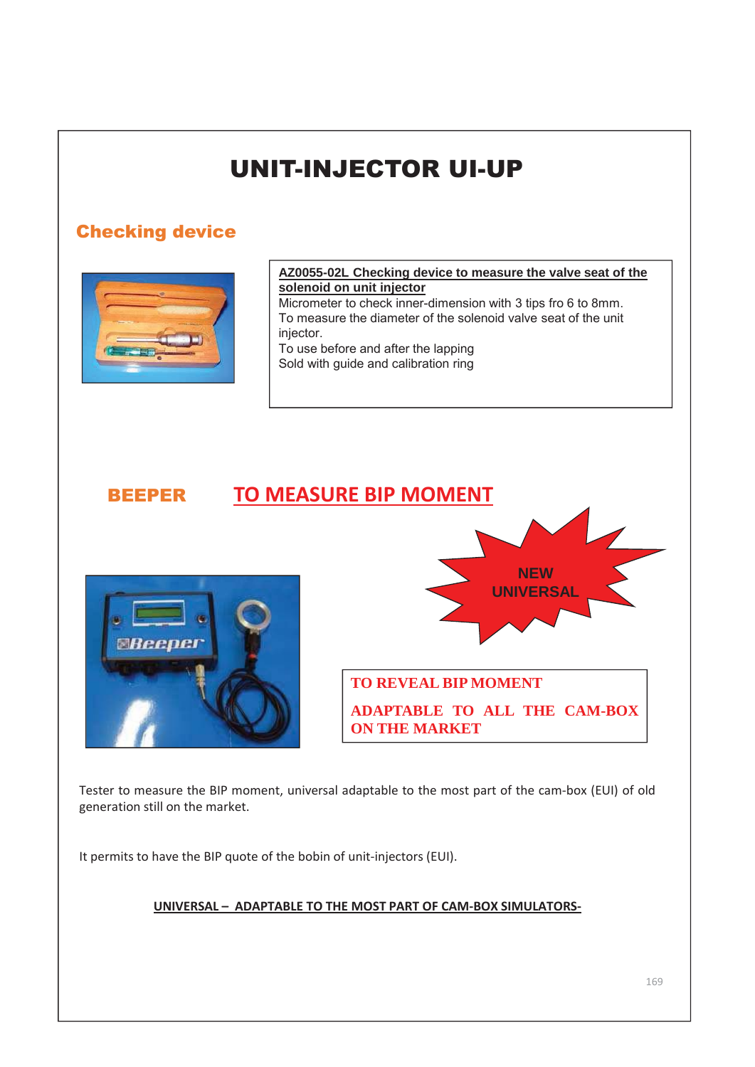# UNIT-INJECTOR UI-UP

## Checking device

**AZ0055-02L Checking device to measure the valve seat of the solenoid on unit injector**

Micrometer to check inner-dimension with 3 tips fro 6 to 8mm.
To measure the diameter of the solenoid valve seat of the unit injector.
To use before and after the lapping
Sold with guide and calibration ring

## BEEPER TO MEASURE BIP MOMENT

NEW UNIVERSAL

**TO REVEAL BIP MOMENT**

**ADAPTABLE TO ALL THE CAM-BOX ON THE MARKET**

Tester to measure the BIP moment, universal adaptable to the most part of the cam-box (EUI) of old generation still on the market.

It permits to have the BIP quote of the bobin of unit-injectors (EUI).

**UNIVERSAL – ADAPTABLE TO THE MOST PART OF CAM-BOX SIMULATORS-**